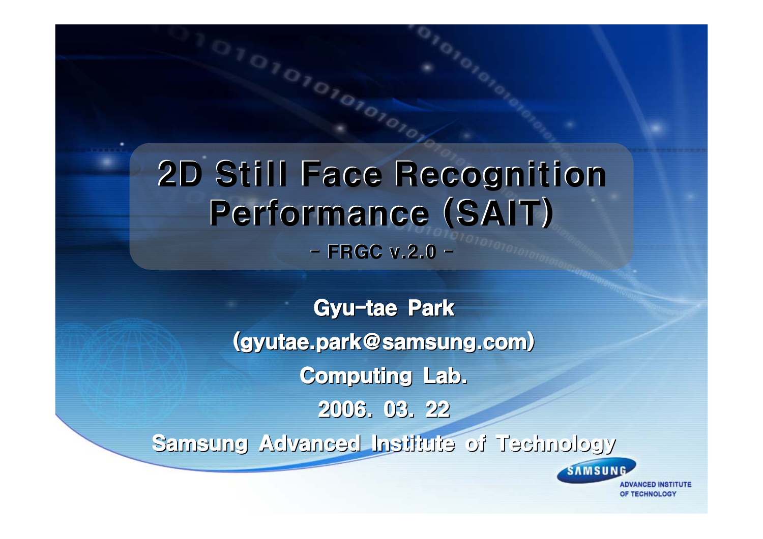# 2D Still Face Recognition Performance (SAIT)

- FRGC v.2.0 -

**Gyu-tae Park**

**(gyutae.park@samsung.com)**

**Computing Lab.**

**2006. 03. 22**

**Samsung Advanced Institute of Technology**

SAMSUNG ADVANCED INSTITUTE OF TECHNOLOGY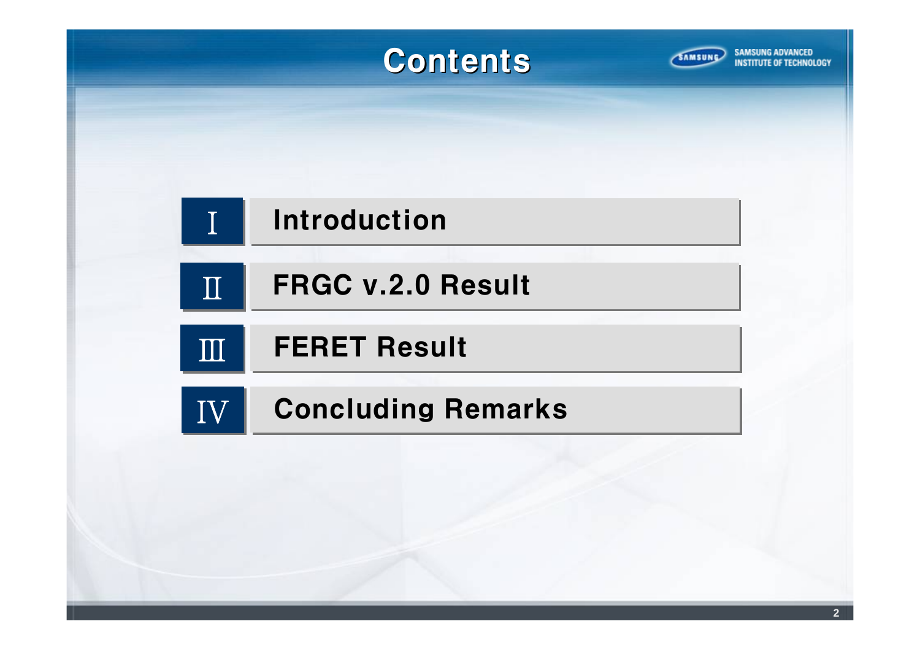# Contents

| | |
|---|---|
| I | Introduction |
| II | FRGC v.2.0 Result |
| III | FERET Result |
| IV | Concluding Remarks |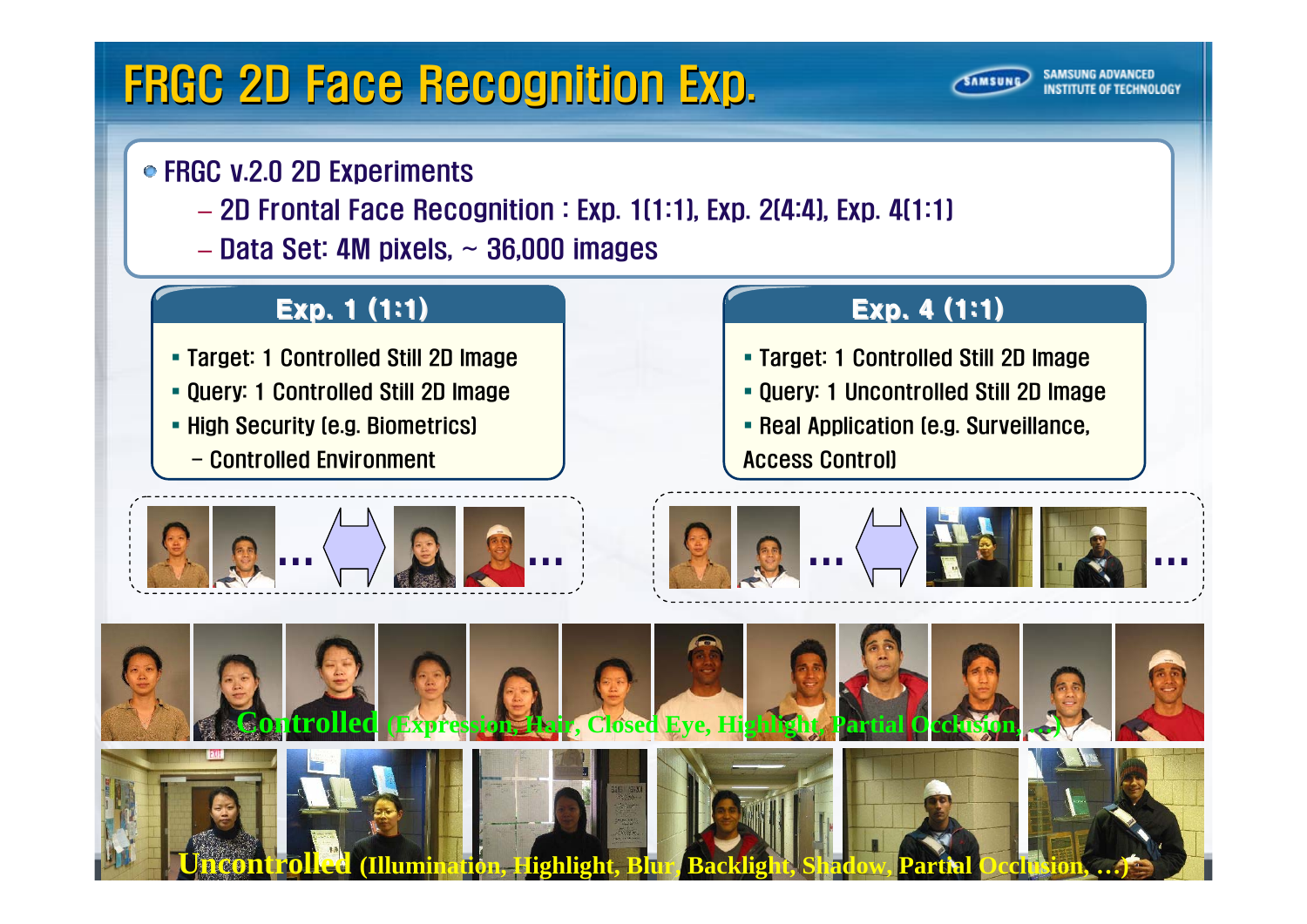# FRGC 2D Face Recognition Exp.

- FRGC v.2.0 2D Experiments
  - 2D Frontal Face Recognition : Exp. 1(1:1), Exp. 2(4:4), Exp. 4(1:1)
  - Data Set: 4M pixels, ~ 36,000 images

## Exp. 1 (1:1)

- Target: 1 Controlled Still 2D Image
- Query: 1 Controlled Still 2D Image
- High Security (e.g. Biometrics)
  - Controlled Environment

## Exp. 4 (1:1)

- Target: 1 Controlled Still 2D Image
- Query: 1 Uncontrolled Still 2D Image
- Real Application (e.g. Surveillance, Access Control)

**Controlled** (Expression, Hair, Closed Eye, Highlight, Partial Occlusion, …)

**Uncontrolled** (Illumination, Highlight, Blur, Backlight, Shadow, Partial Occlusion, …)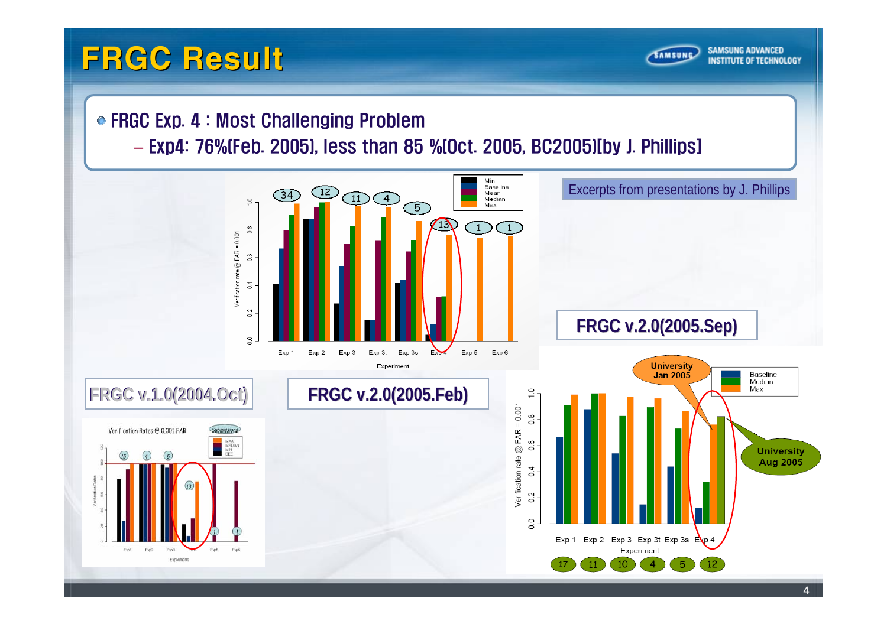# FRGC Result

- FRGC Exp. 4 : Most Challenging Problem
  - Exp4: 76%(Feb. 2005), less than 85 %(Oct. 2005, BC2005)(by J. Phillips)

Excerpts from presentations by J. Phillips

FRGC v.2.0(2005.Sep)

FRGC v.1.0(2004.Oct)

FRGC v.2.0(2005.Feb)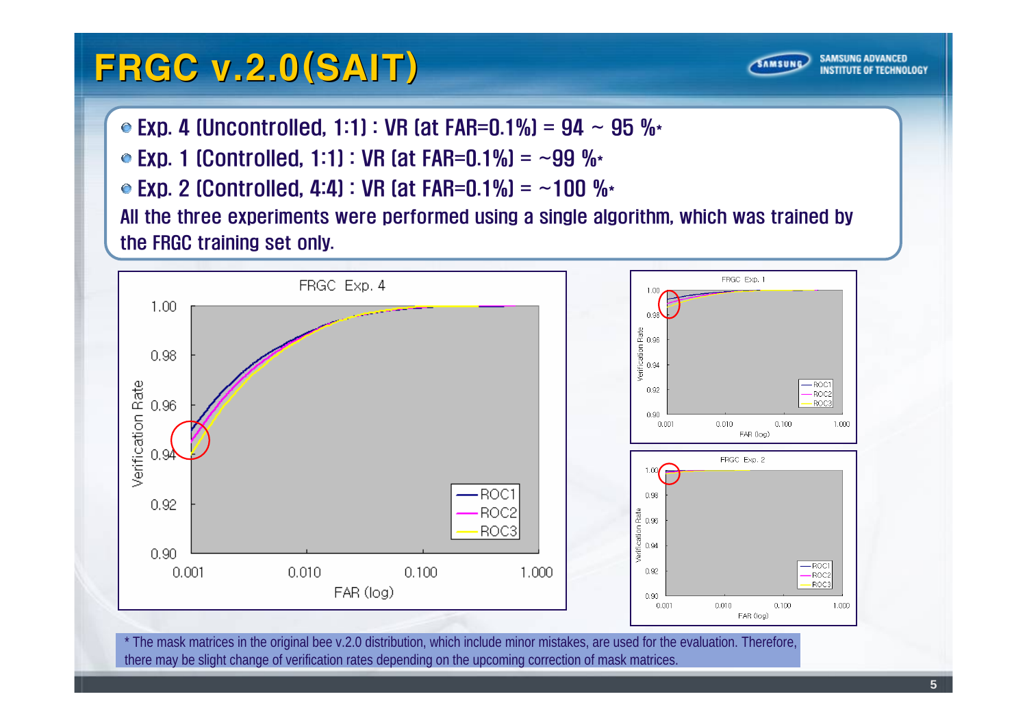# FRGC v.2.0(SAIT)

- Exp. 4 (Uncontrolled, 1:1) : VR (at FAR=0.1%) = 94 ~ 95 %*
- Exp. 1 (Controlled, 1:1) : VR (at FAR=0.1%) = ~99 %*
- Exp. 2 (Controlled, 4:4) : VR (at FAR=0.1%) = ~100 %*

All the three experiments were performed using a single algorithm, which was trained by the FRGC training set only.

FRGC Exp. 4

FRGC Exp. 1

FRGC Exp. 2

* The mask matrices in the original bee v.2.0 distribution, which include minor mistakes, are used for the evaluation. Therefore, there may be slight change of verification rates depending on the upcoming correction of mask matrices.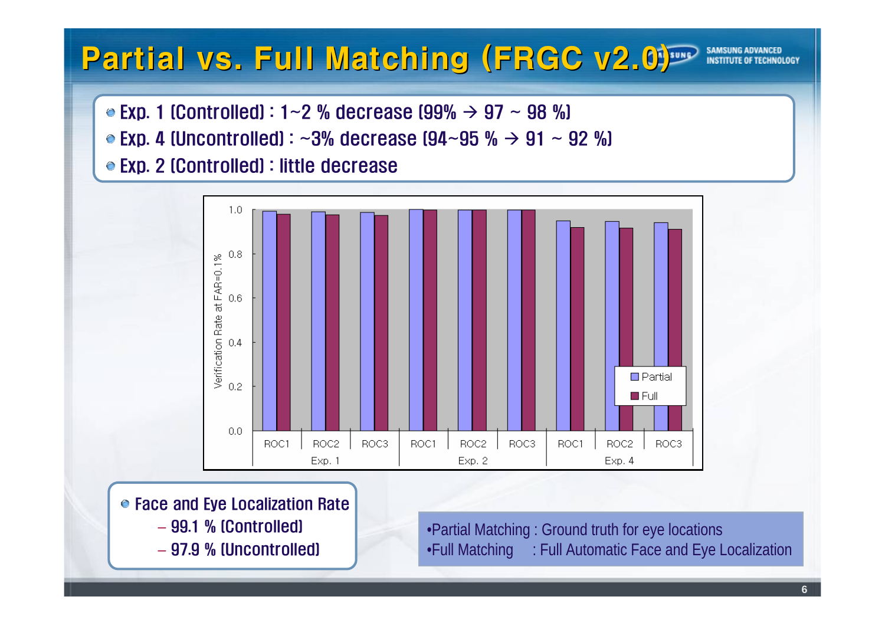# Partial vs. Full Matching (FRGC v2.0)

- Exp. 1 (Controlled) : 1~2 % decrease (99% → 97 ~ 98 %)
- Exp. 4 (Uncontrolled) : ~3% decrease (94~95 % → 91 ~ 92 %)
- Exp. 2 (Controlled) : little decrease

- Face and Eye Localization Rate
  - 99.1 % (Controlled)
  - 97.9 % (Uncontrolled)

•Partial Matching : Ground truth for eye locations
•Full Matching : Full Automatic Face and Eye Localization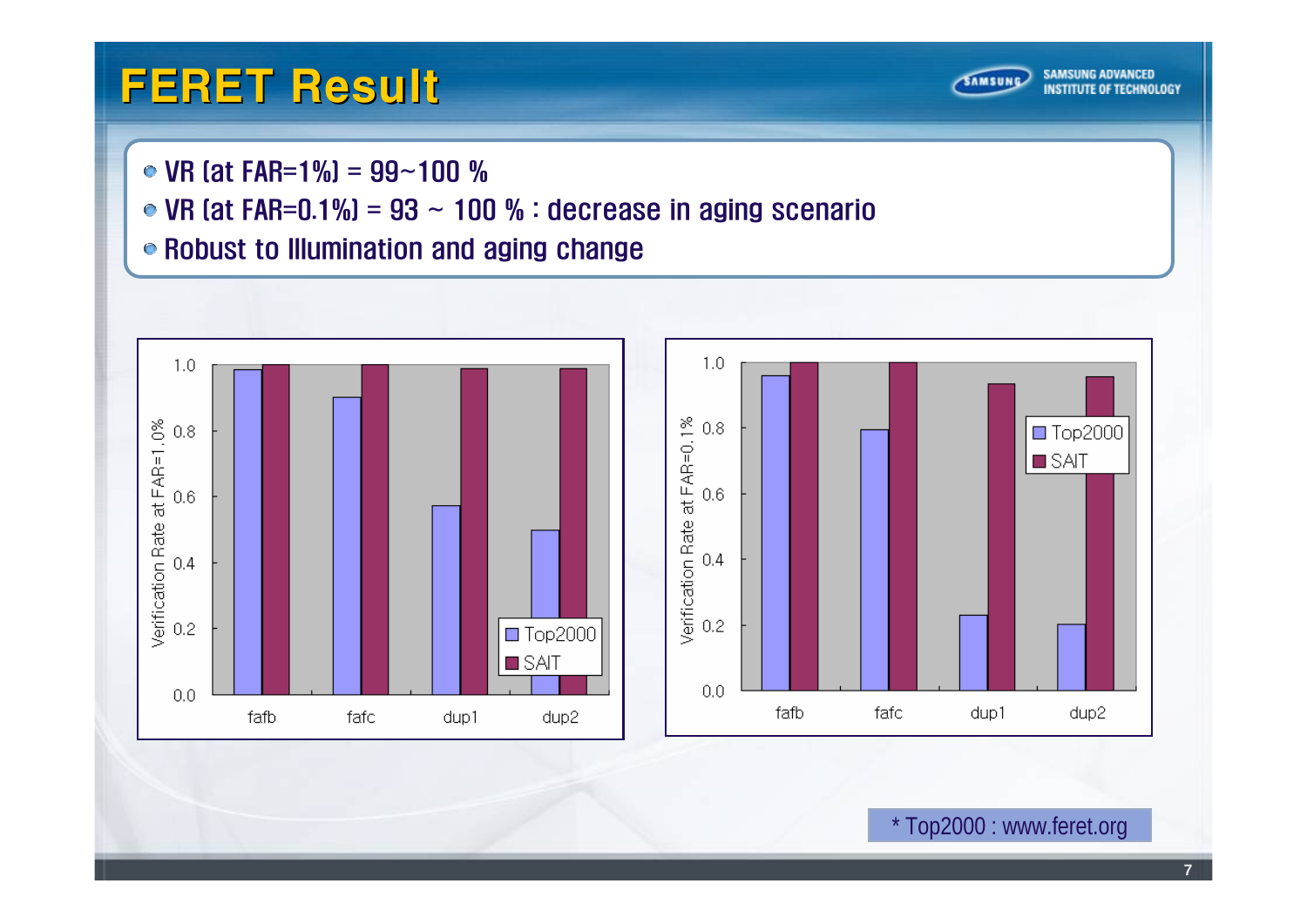# FERET Result

- VR (at FAR=1%) = 99~100 %
- VR (at FAR=0.1%) = 93 ~ 100 % : decrease in aging scenario
- Robust to Illumination and aging change

Verification Rate at FAR=1.0%

Verification Rate at FAR=0.1%

Top2000, SAIT

fafb, fafc, dup1, dup2

* Top2000 : www.feret.org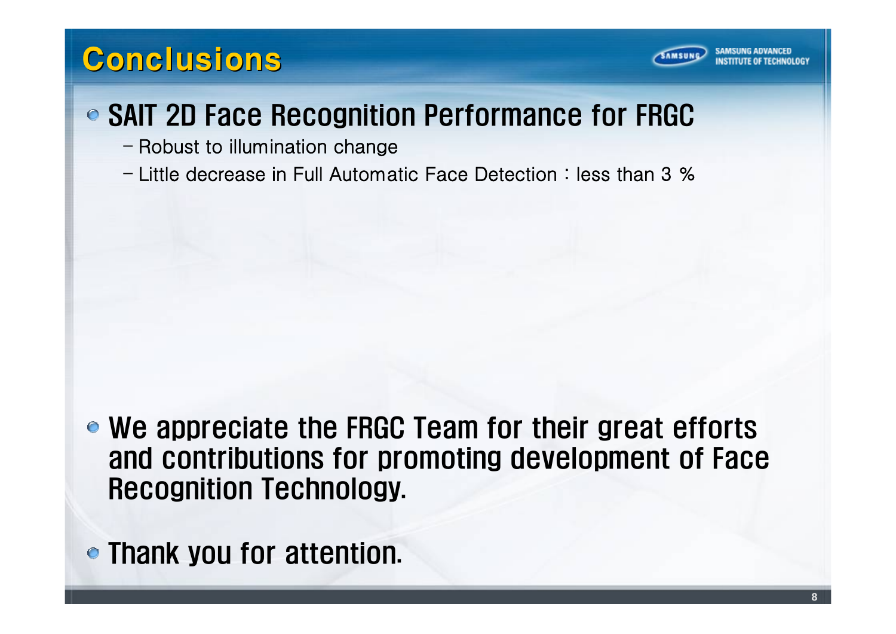# Conclusions

- SAIT 2D Face Recognition Performance for FRGC
  - Robust to illumination change
  - Little decrease in Full Automatic Face Detection : less than 3 %

- We appreciate the FRGC Team for their great efforts and contributions for promoting development of Face Recognition Technology.

- Thank you for attention.